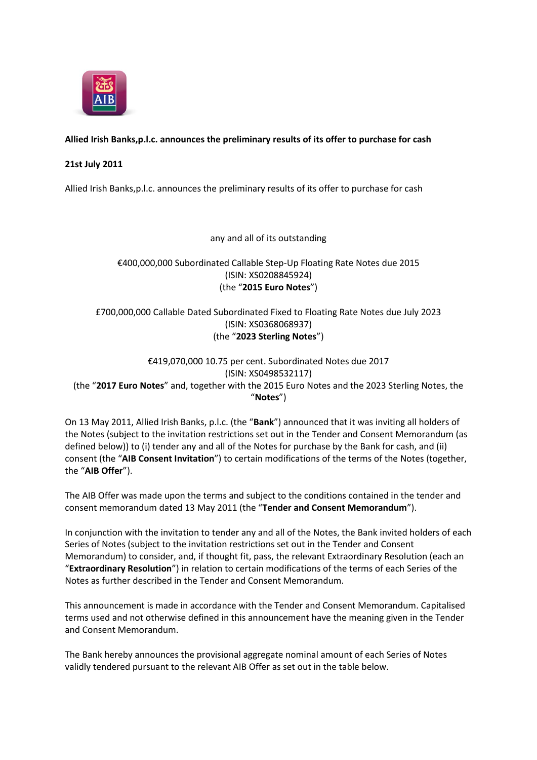**Allied Irish Banks,p.l.c. announces the preliminary results of its offer to purchase for cash**

**21st July 2011**

Allied Irish Banks,p.l.c. announces the preliminary results of its offer to purchase for cash

any and all of its outstanding

€400,000,000 Subordinated Callable Step-Up Floating Rate Notes due 2015
(ISIN: XS0208845924)
(the "**2015 Euro Notes**")

£700,000,000 Callable Dated Subordinated Fixed to Floating Rate Notes due July 2023
(ISIN: XS0368068937)
(the "**2023 Sterling Notes**")

€419,070,000 10.75 per cent. Subordinated Notes due 2017
(ISIN: XS0498532117)
(the "**2017 Euro Notes**" and, together with the 2015 Euro Notes and the 2023 Sterling Notes, the "**Notes**")

On 13 May 2011, Allied Irish Banks, p.l.c. (the "**Bank**") announced that it was inviting all holders of the Notes (subject to the invitation restrictions set out in the Tender and Consent Memorandum (as defined below)) to (i) tender any and all of the Notes for purchase by the Bank for cash, and (ii) consent (the "**AIB Consent Invitation**") to certain modifications of the terms of the Notes (together, the "**AIB Offer**").

The AIB Offer was made upon the terms and subject to the conditions contained in the tender and consent memorandum dated 13 May 2011 (the "**Tender and Consent Memorandum**").

In conjunction with the invitation to tender any and all of the Notes, the Bank invited holders of each Series of Notes (subject to the invitation restrictions set out in the Tender and Consent Memorandum) to consider, and, if thought fit, pass, the relevant Extraordinary Resolution (each an "**Extraordinary Resolution**") in relation to certain modifications of the terms of each Series of the Notes as further described in the Tender and Consent Memorandum.

This announcement is made in accordance with the Tender and Consent Memorandum. Capitalised terms used and not otherwise defined in this announcement have the meaning given in the Tender and Consent Memorandum.

The Bank hereby announces the provisional aggregate nominal amount of each Series of Notes validly tendered pursuant to the relevant AIB Offer as set out in the table below.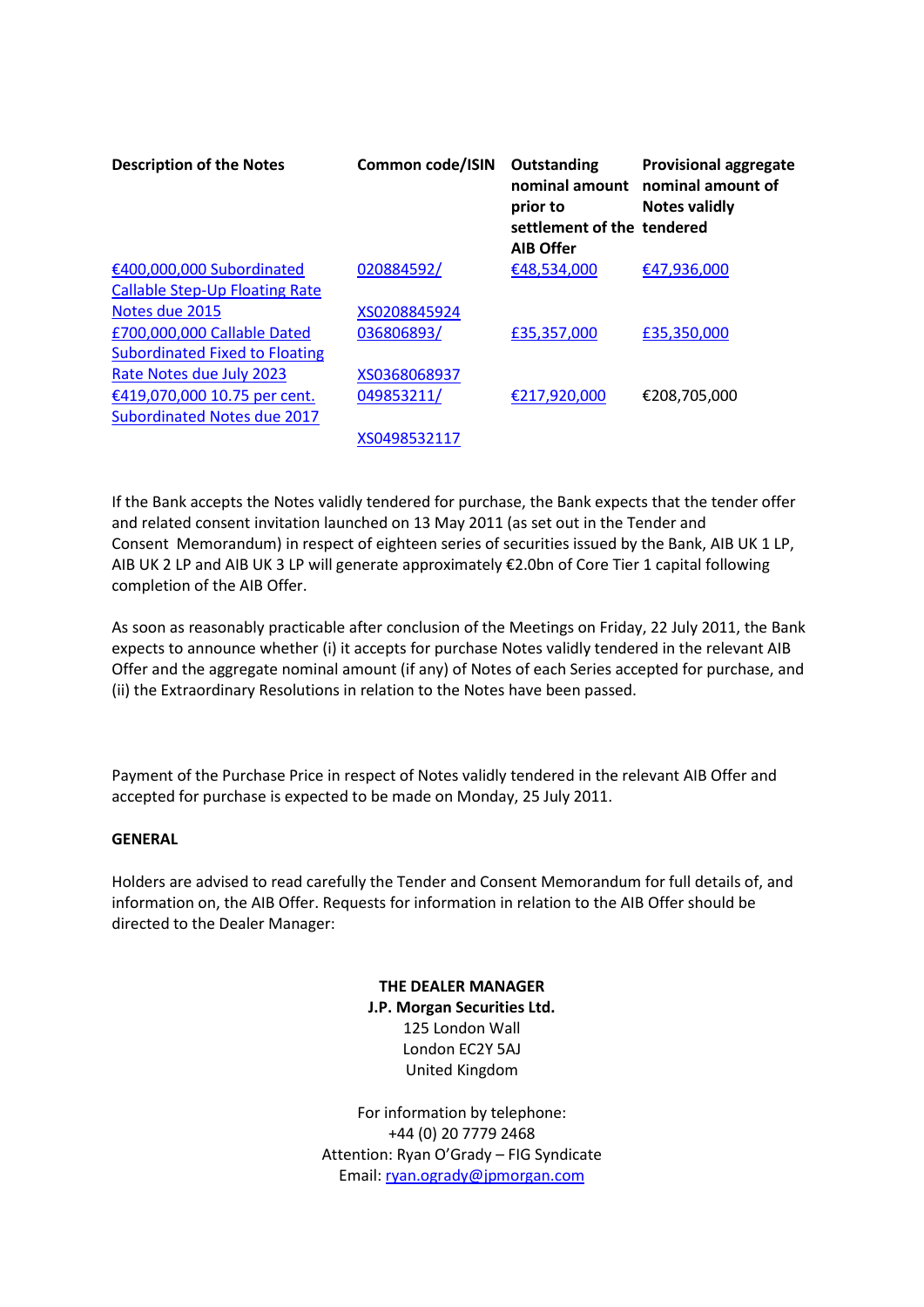| Description of the Notes | Common code/ISIN | Outstanding nominal amount prior to settlement of the AIB Offer | Provisional aggregate nominal amount of Notes validly tendered |
|---|---|---|---|
| €400,000,000 Subordinated Callable Step-Up Floating Rate Notes due 2015 | 020884592/ XS0208845924 | €48,534,000 | €47,936,000 |
| £700,000,000 Callable Dated Subordinated Fixed to Floating Rate Notes due July 2023 | 036806893/ XS0368068937 | £35,357,000 | £35,350,000 |
| €419,070,000 10.75 per cent. Subordinated Notes due 2017 | 049853211/ XS0498532117 | €217,920,000 | €208,705,000 |

If the Bank accepts the Notes validly tendered for purchase, the Bank expects that the tender offer and related consent invitation launched on 13 May 2011 (as set out in the Tender and Consent Memorandum) in respect of eighteen series of securities issued by the Bank, AIB UK 1 LP, AIB UK 2 LP and AIB UK 3 LP will generate approximately €2.0bn of Core Tier 1 capital following completion of the AIB Offer.

As soon as reasonably practicable after conclusion of the Meetings on Friday, 22 July 2011, the Bank expects to announce whether (i) it accepts for purchase Notes validly tendered in the relevant AIB Offer and the aggregate nominal amount (if any) of Notes of each Series accepted for purchase, and (ii) the Extraordinary Resolutions in relation to the Notes have been passed.

Payment of the Purchase Price in respect of Notes validly tendered in the relevant AIB Offer and accepted for purchase is expected to be made on Monday, 25 July 2011.

**GENERAL**

Holders are advised to read carefully the Tender and Consent Memorandum for full details of, and information on, the AIB Offer. Requests for information in relation to the AIB Offer should be directed to the Dealer Manager:

**THE DEALER MANAGER**
**J.P. Morgan Securities Ltd.**
125 London Wall
London EC2Y 5AJ
United Kingdom

For information by telephone:
+44 (0) 20 7779 2468
Attention: Ryan O'Grady – FIG Syndicate
Email: ryan.ogrady@jpmorgan.com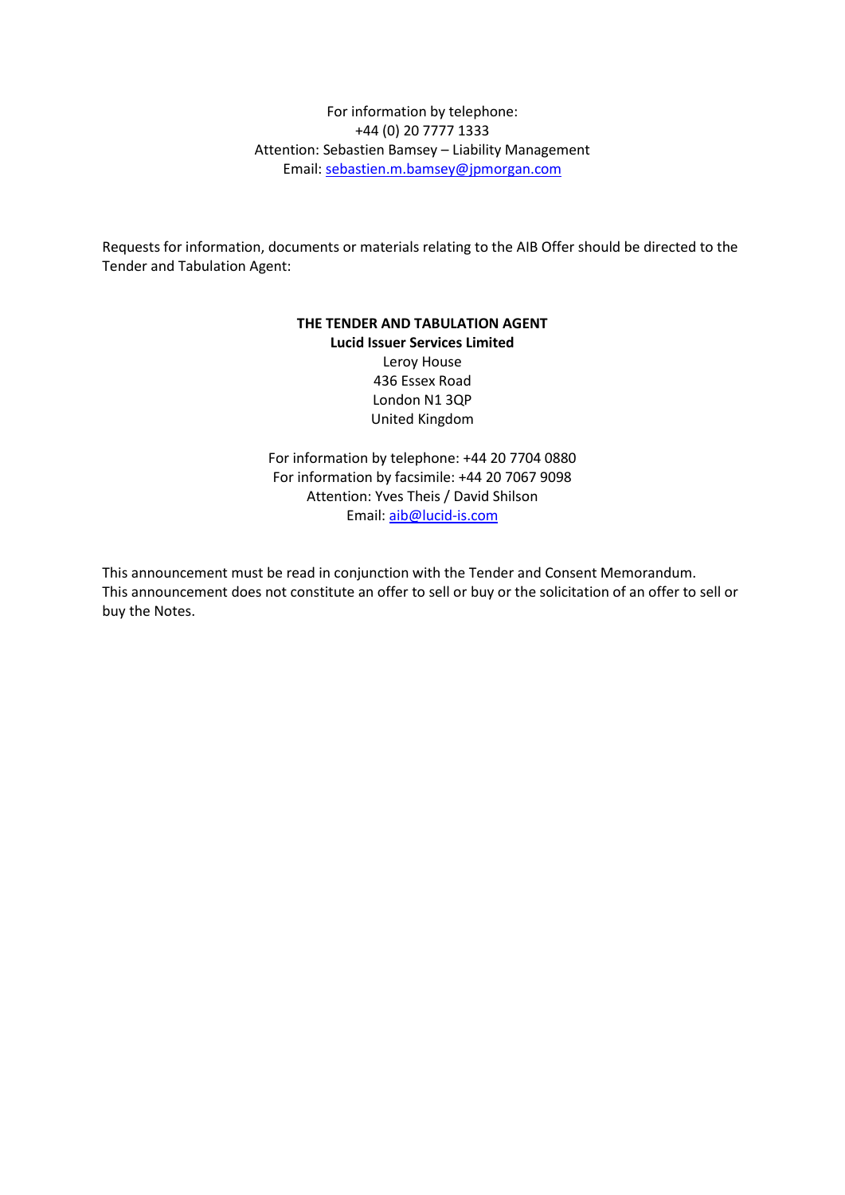For information by telephone:
+44 (0) 20 7777 1333
Attention: Sebastien Bamsey – Liability Management
Email: sebastien.m.bamsey@jpmorgan.com

Requests for information, documents or materials relating to the AIB Offer should be directed to the Tender and Tabulation Agent:

**THE TENDER AND TABULATION AGENT**
**Lucid Issuer Services Limited**
Leroy House
436 Essex Road
London N1 3QP
United Kingdom

For information by telephone: +44 20 7704 0880
For information by facsimile: +44 20 7067 9098
Attention: Yves Theis / David Shilson
Email: aib@lucid-is.com

This announcement must be read in conjunction with the Tender and Consent Memorandum.
This announcement does not constitute an offer to sell or buy or the solicitation of an offer to sell or buy the Notes.